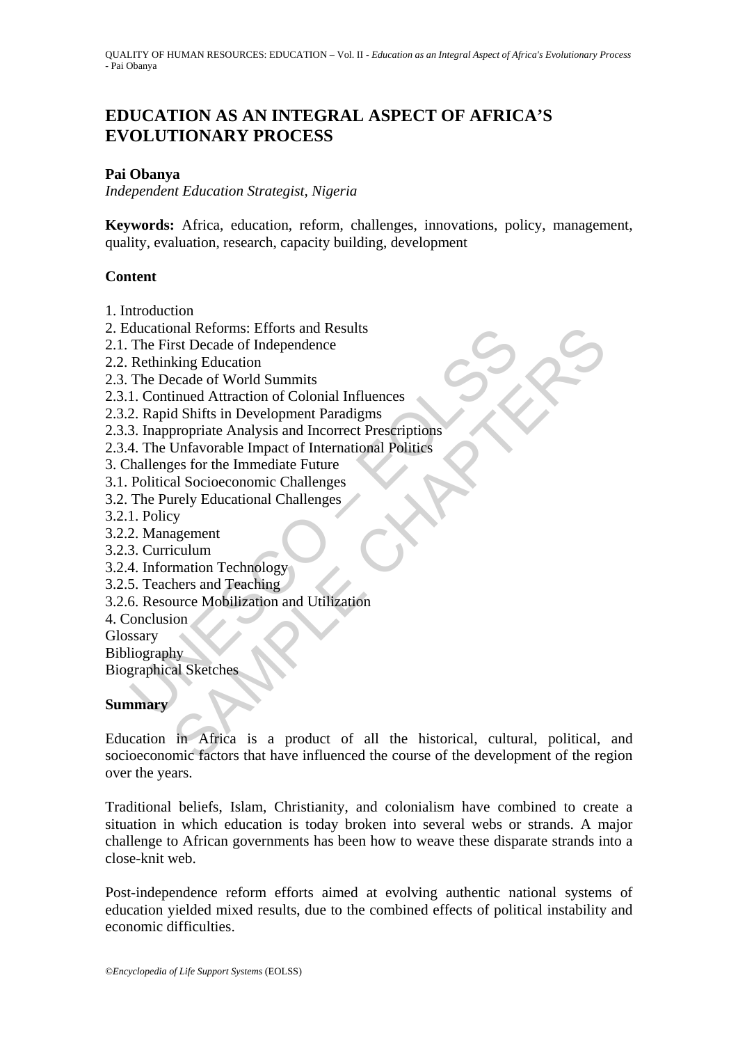# EDUCATION AS AN INTEGRAL ASPECT OF AFRICA'S EVOLUTIONARY PROCESS

**Pai Obanya**

*Independent Education Strategist, Nigeria*

**Keywords:** Africa, education, reform, challenges, innovations, policy, management, quality, evaluation, research, capacity building, development

**Content**

1. Introduction
2. Educational Reforms: Efforts and Results
2.1. The First Decade of Independence
2.2. Rethinking Education
2.3. The Decade of World Summits
2.3.1. Continued Attraction of Colonial Influences
2.3.2. Rapid Shifts in Development Paradigms
2.3.3. Inappropriate Analysis and Incorrect Prescriptions
2.3.4. The Unfavorable Impact of International Politics
3. Challenges for the Immediate Future
3.1. Political Socioeconomic Challenges
3.2. The Purely Educational Challenges
3.2.1. Policy
3.2.2. Management
3.2.3. Curriculum
3.2.4. Information Technology
3.2.5. Teachers and Teaching
3.2.6. Resource Mobilization and Utilization
4. Conclusion

Glossary
Bibliography
Biographical Sketches

**Summary**

Education in Africa is a product of all the historical, cultural, political, and socioeconomic factors that have influenced the course of the development of the region over the years.

Traditional beliefs, Islam, Christianity, and colonialism have combined to create a situation in which education is today broken into several webs or strands. A major challenge to African governments has been how to weave these disparate strands into a close-knit web.

Post-independence reform efforts aimed at evolving authentic national systems of education yielded mixed results, due to the combined effects of political instability and economic difficulties.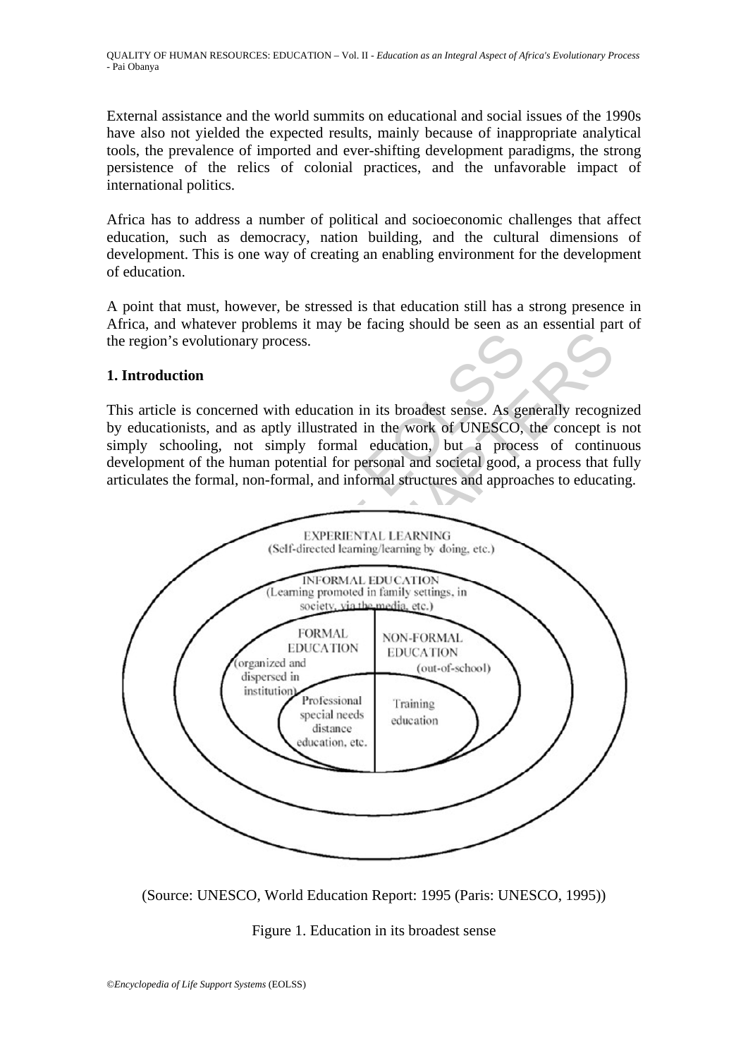External assistance and the world summits on educational and social issues of the 1990s have also not yielded the expected results, mainly because of inappropriate analytical tools, the prevalence of imported and ever-shifting development paradigms, the strong persistence of the relics of colonial practices, and the unfavorable impact of international politics.

Africa has to address a number of political and socioeconomic challenges that affect education, such as democracy, nation building, and the cultural dimensions of development. This is one way of creating an enabling environment for the development of education.

A point that must, however, be stressed is that education still has a strong presence in Africa, and whatever problems it may be facing should be seen as an essential part of the region's evolutionary process.

## 1. Introduction

This article is concerned with education in its broadest sense. As generally recognized by educationists, and as aptly illustrated in the work of UNESCO, the concept is not simply schooling, not simply formal education, but a process of continuous development of the human potential for personal and societal good, a process that fully articulates the formal, non-formal, and informal structures and approaches to educating.

(Source: UNESCO, World Education Report: 1995 (Paris: UNESCO, 1995))

Figure 1. Education in its broadest sense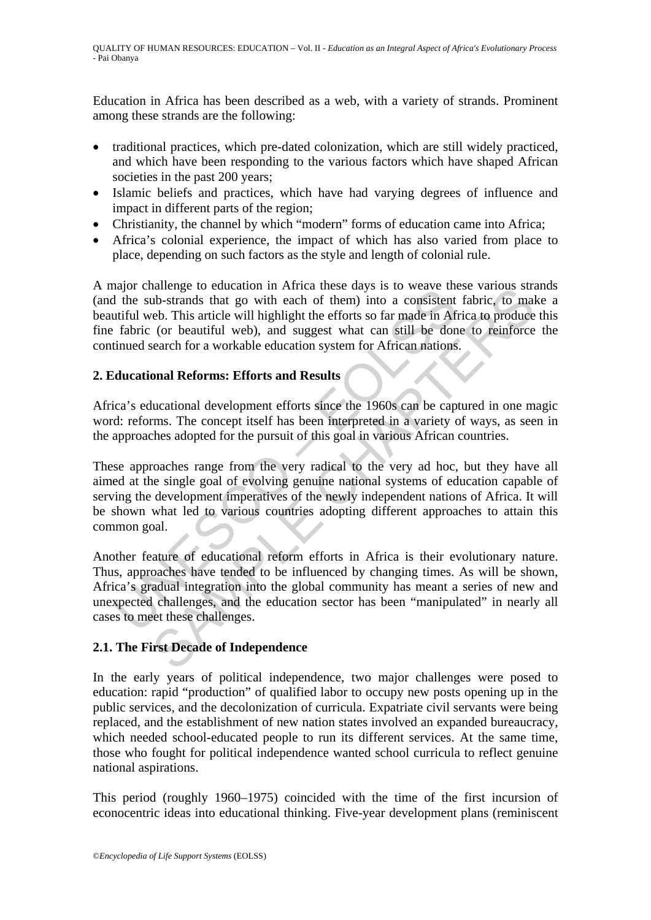Education in Africa has been described as a web, with a variety of strands. Prominent among these strands are the following:

- traditional practices, which pre-dated colonization, which are still widely practiced, and which have been responding to the various factors which have shaped African societies in the past 200 years;
- Islamic beliefs and practices, which have had varying degrees of influence and impact in different parts of the region;
- Christianity, the channel by which "modern" forms of education came into Africa;
- Africa's colonial experience, the impact of which has also varied from place to place, depending on such factors as the style and length of colonial rule.

A major challenge to education in Africa these days is to weave these various strands (and the sub-strands that go with each of them) into a consistent fabric, to make a beautiful web. This article will highlight the efforts so far made in Africa to produce this fine fabric (or beautiful web), and suggest what can still be done to reinforce the continued search for a workable education system for African nations.

## 2. Educational Reforms: Efforts and Results

Africa's educational development efforts since the 1960s can be captured in one magic word: reforms. The concept itself has been interpreted in a variety of ways, as seen in the approaches adopted for the pursuit of this goal in various African countries.

These approaches range from the very radical to the very ad hoc, but they have all aimed at the single goal of evolving genuine national systems of education capable of serving the development imperatives of the newly independent nations of Africa. It will be shown what led to various countries adopting different approaches to attain this common goal.

Another feature of educational reform efforts in Africa is their evolutionary nature. Thus, approaches have tended to be influenced by changing times. As will be shown, Africa's gradual integration into the global community has meant a series of new and unexpected challenges, and the education sector has been "manipulated" in nearly all cases to meet these challenges.

### 2.1. The First Decade of Independence

In the early years of political independence, two major challenges were posed to education: rapid "production" of qualified labor to occupy new posts opening up in the public services, and the decolonization of curricula. Expatriate civil servants were being replaced, and the establishment of new nation states involved an expanded bureaucracy, which needed school-educated people to run its different services. At the same time, those who fought for political independence wanted school curricula to reflect genuine national aspirations.

This period (roughly 1960–1975) coincided with the time of the first incursion of econocentric ideas into educational thinking. Five-year development plans (reminiscent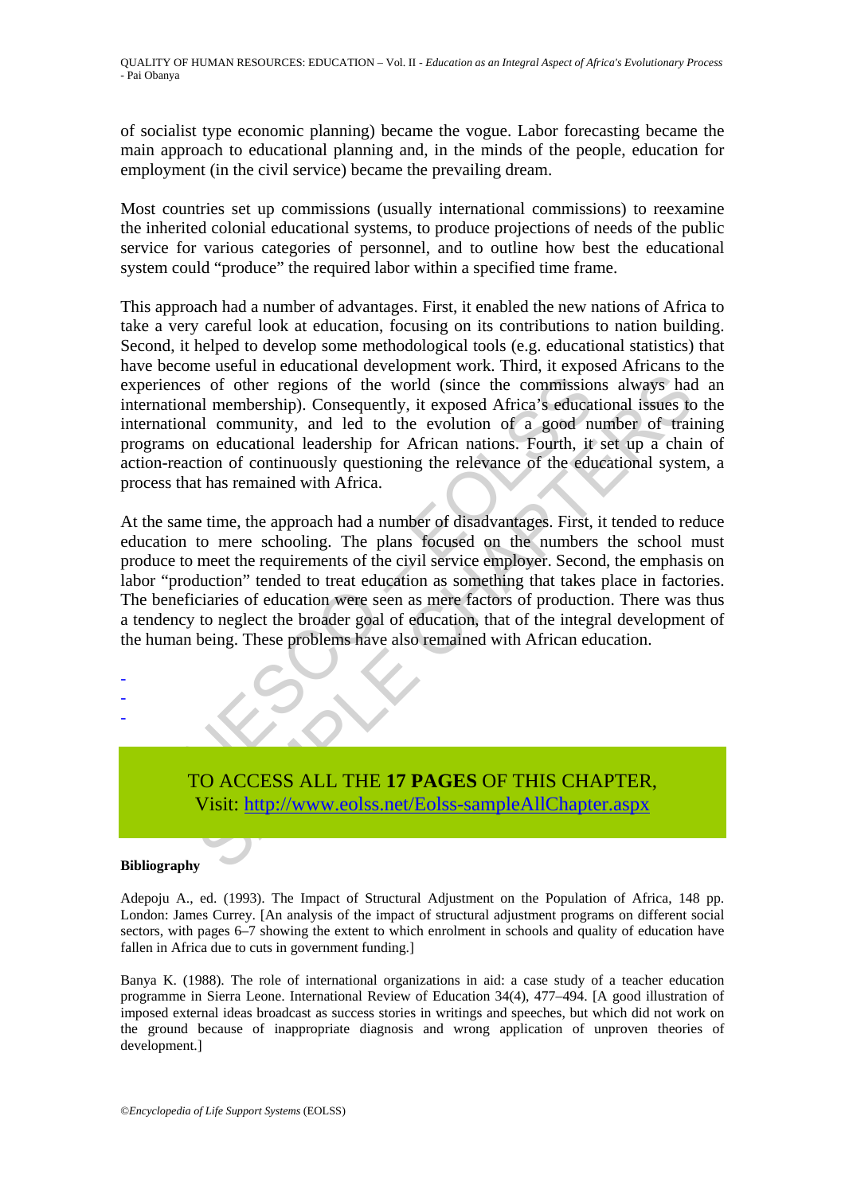of socialist type economic planning) became the vogue. Labor forecasting became the main approach to educational planning and, in the minds of the people, education for employment (in the civil service) became the prevailing dream.

Most countries set up commissions (usually international commissions) to reexamine the inherited colonial educational systems, to produce projections of needs of the public service for various categories of personnel, and to outline how best the educational system could "produce" the required labor within a specified time frame.

This approach had a number of advantages. First, it enabled the new nations of Africa to take a very careful look at education, focusing on its contributions to nation building. Second, it helped to develop some methodological tools (e.g. educational statistics) that have become useful in educational development work. Third, it exposed Africans to the experiences of other regions of the world (since the commissions always had an international membership). Consequently, it exposed Africa's educational issues to the international community, and led to the evolution of a good number of training programs on educational leadership for African nations. Fourth, it set up a chain of action-reaction of continuously questioning the relevance of the educational system, a process that has remained with Africa.

At the same time, the approach had a number of disadvantages. First, it tended to reduce education to mere schooling. The plans focused on the numbers the school must produce to meet the requirements of the civil service employer. Second, the emphasis on labor "production" tended to treat education as something that takes place in factories. The beneficiaries of education were seen as mere factors of production. There was thus a tendency to neglect the broader goal of education, that of the integral development of the human being. These problems have also remained with African education.

-
-
-

TO ACCESS ALL THE **17 PAGES** OF THIS CHAPTER,
Visit: http://www.eolss.net/Eolss-sampleAllChapter.aspx

**Bibliography**

Adepoju A., ed. (1993). The Impact of Structural Adjustment on the Population of Africa, 148 pp. London: James Currey. [An analysis of the impact of structural adjustment programs on different social sectors, with pages 6–7 showing the extent to which enrolment in schools and quality of education have fallen in Africa due to cuts in government funding.]

Banya K. (1988). The role of international organizations in aid: a case study of a teacher education programme in Sierra Leone. International Review of Education 34(4), 477–494. [A good illustration of imposed external ideas broadcast as success stories in writings and speeches, but which did not work on the ground because of inappropriate diagnosis and wrong application of unproven theories of development.]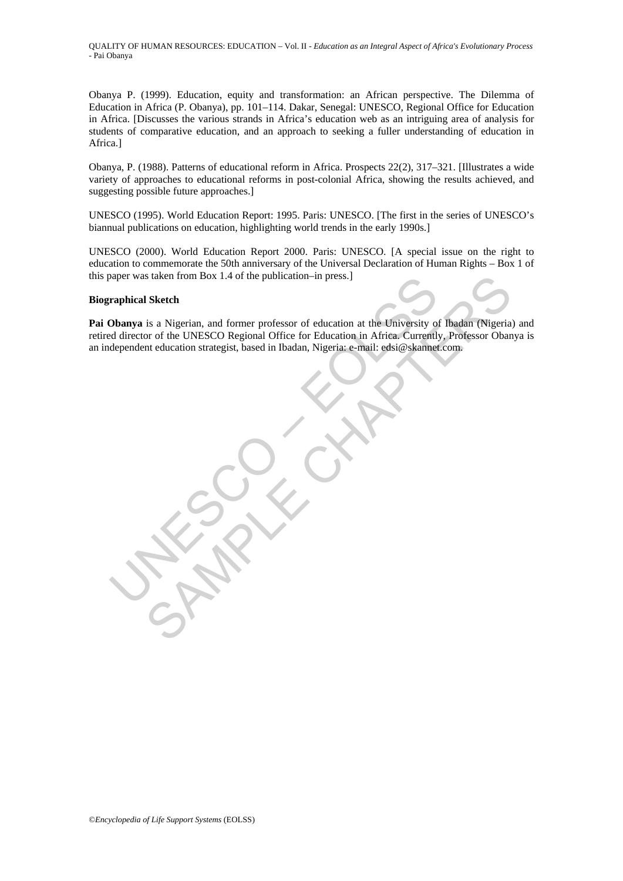Obanya P. (1999). Education, equity and transformation: an African perspective. The Dilemma of Education in Africa (P. Obanya), pp. 101–114. Dakar, Senegal: UNESCO, Regional Office for Education in Africa. [Discusses the various strands in Africa's education web as an intriguing area of analysis for students of comparative education, and an approach to seeking a fuller understanding of education in Africa.]

Obanya, P. (1988). Patterns of educational reform in Africa. Prospects 22(2), 317–321. [Illustrates a wide variety of approaches to educational reforms in post-colonial Africa, showing the results achieved, and suggesting possible future approaches.]

UNESCO (1995). World Education Report: 1995. Paris: UNESCO. [The first in the series of UNESCO's biannual publications on education, highlighting world trends in the early 1990s.]

UNESCO (2000). World Education Report 2000. Paris: UNESCO. [A special issue on the right to education to commemorate the 50th anniversary of the Universal Declaration of Human Rights – Box 1 of this paper was taken from Box 1.4 of the publication–in press.]

**Biographical Sketch**

**Pai Obanya** is a Nigerian, and former professor of education at the University of Ibadan (Nigeria) and retired director of the UNESCO Regional Office for Education in Africa. Currently, Professor Obanya is an independent education strategist, based in Ibadan, Nigeria: e-mail: edsi@skannet.com.